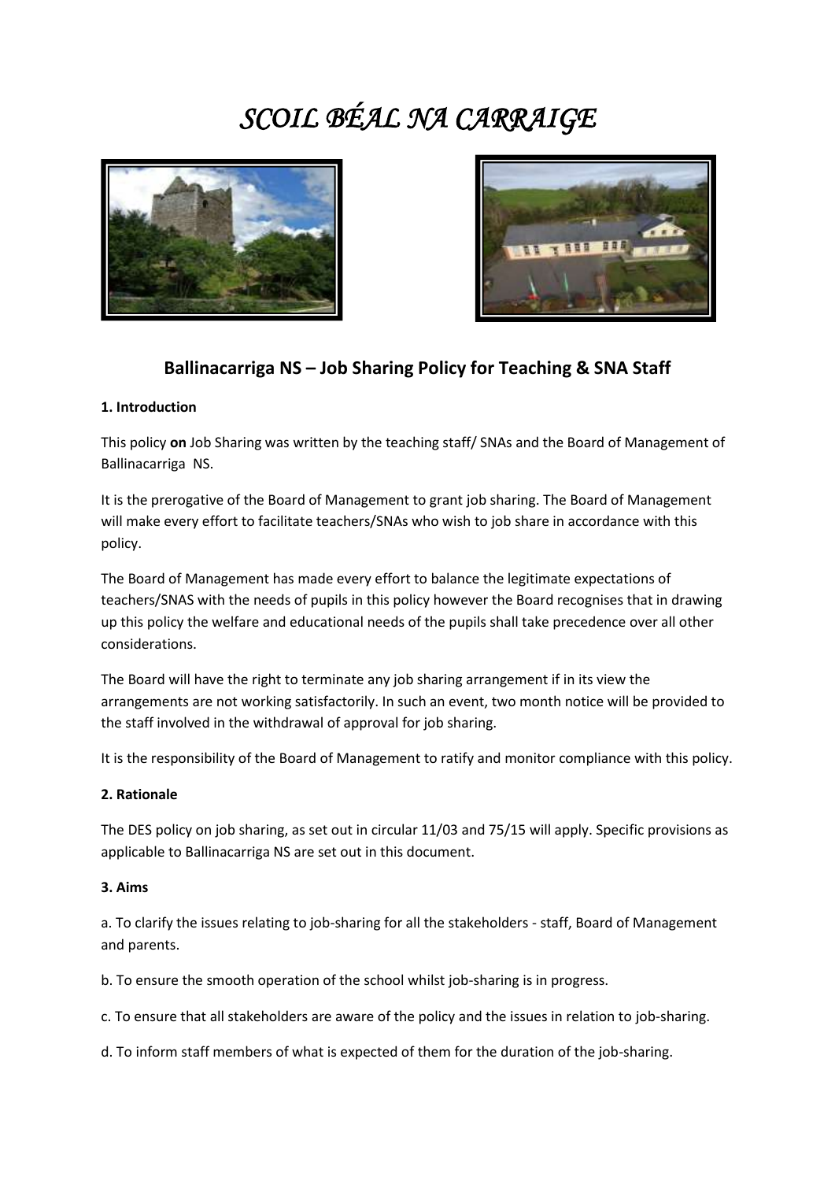# *SCOIL BÉAL NA CARRAIGE*

## Ballinacarriga NS – Job Sharing Policy for Teaching & SNA Staff

**1. Introduction**

This policy **on** Job Sharing was written by the teaching staff/ SNAs and the Board of Management of Ballinacarriga NS.

It is the prerogative of the Board of Management to grant job sharing. The Board of Management will make every effort to facilitate teachers/SNAs who wish to job share in accordance with this policy.

The Board of Management has made every effort to balance the legitimate expectations of teachers/SNAS with the needs of pupils in this policy however the Board recognises that in drawing up this policy the welfare and educational needs of the pupils shall take precedence over all other considerations.

The Board will have the right to terminate any job sharing arrangement if in its view the arrangements are not working satisfactorily. In such an event, two month notice will be provided to the staff involved in the withdrawal of approval for job sharing.

It is the responsibility of the Board of Management to ratify and monitor compliance with this policy.

**2. Rationale**

The DES policy on job sharing, as set out in circular 11/03 and 75/15 will apply. Specific provisions as applicable to Ballinacarriga NS are set out in this document.

**3. Aims**

a. To clarify the issues relating to job-sharing for all the stakeholders - staff, Board of Management and parents.

b. To ensure the smooth operation of the school whilst job-sharing is in progress.

c. To ensure that all stakeholders are aware of the policy and the issues in relation to job-sharing.

d. To inform staff members of what is expected of them for the duration of the job-sharing.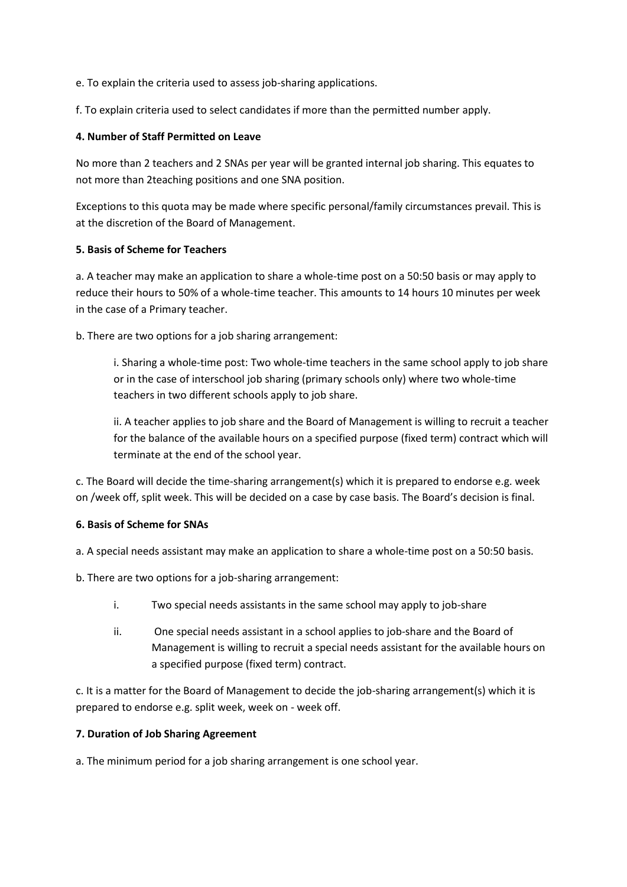e. To explain the criteria used to assess job-sharing applications.

f. To explain criteria used to select candidates if more than the permitted number apply.

**4. Number of Staff Permitted on Leave**

No more than 2 teachers and 2 SNAs per year will be granted internal job sharing. This equates to not more than 2teaching positions and one SNA position.

Exceptions to this quota may be made where specific personal/family circumstances prevail. This is at the discretion of the Board of Management.

**5. Basis of Scheme for Teachers**

a. A teacher may make an application to share a whole-time post on a 50:50 basis or may apply to reduce their hours to 50% of a whole-time teacher. This amounts to 14 hours 10 minutes per week in the case of a Primary teacher.

b. There are two options for a job sharing arrangement:

> i. Sharing a whole-time post: Two whole-time teachers in the same school apply to job share or in the case of interschool job sharing (primary schools only) where two whole-time teachers in two different schools apply to job share.
>
> ii. A teacher applies to job share and the Board of Management is willing to recruit a teacher for the balance of the available hours on a specified purpose (fixed term) contract which will terminate at the end of the school year.

c. The Board will decide the time-sharing arrangement(s) which it is prepared to endorse e.g. week on /week off, split week. This will be decided on a case by case basis. The Board's decision is final.

**6. Basis of Scheme for SNAs**

a. A special needs assistant may make an application to share a whole-time post on a 50:50 basis.

b. There are two options for a job-sharing arrangement:

> i. Two special needs assistants in the same school may apply to job-share
>
> ii. One special needs assistant in a school applies to job-share and the Board of Management is willing to recruit a special needs assistant for the available hours on a specified purpose (fixed term) contract.

c. It is a matter for the Board of Management to decide the job-sharing arrangement(s) which it is prepared to endorse e.g. split week, week on - week off.

**7. Duration of Job Sharing Agreement**

a. The minimum period for a job sharing arrangement is one school year.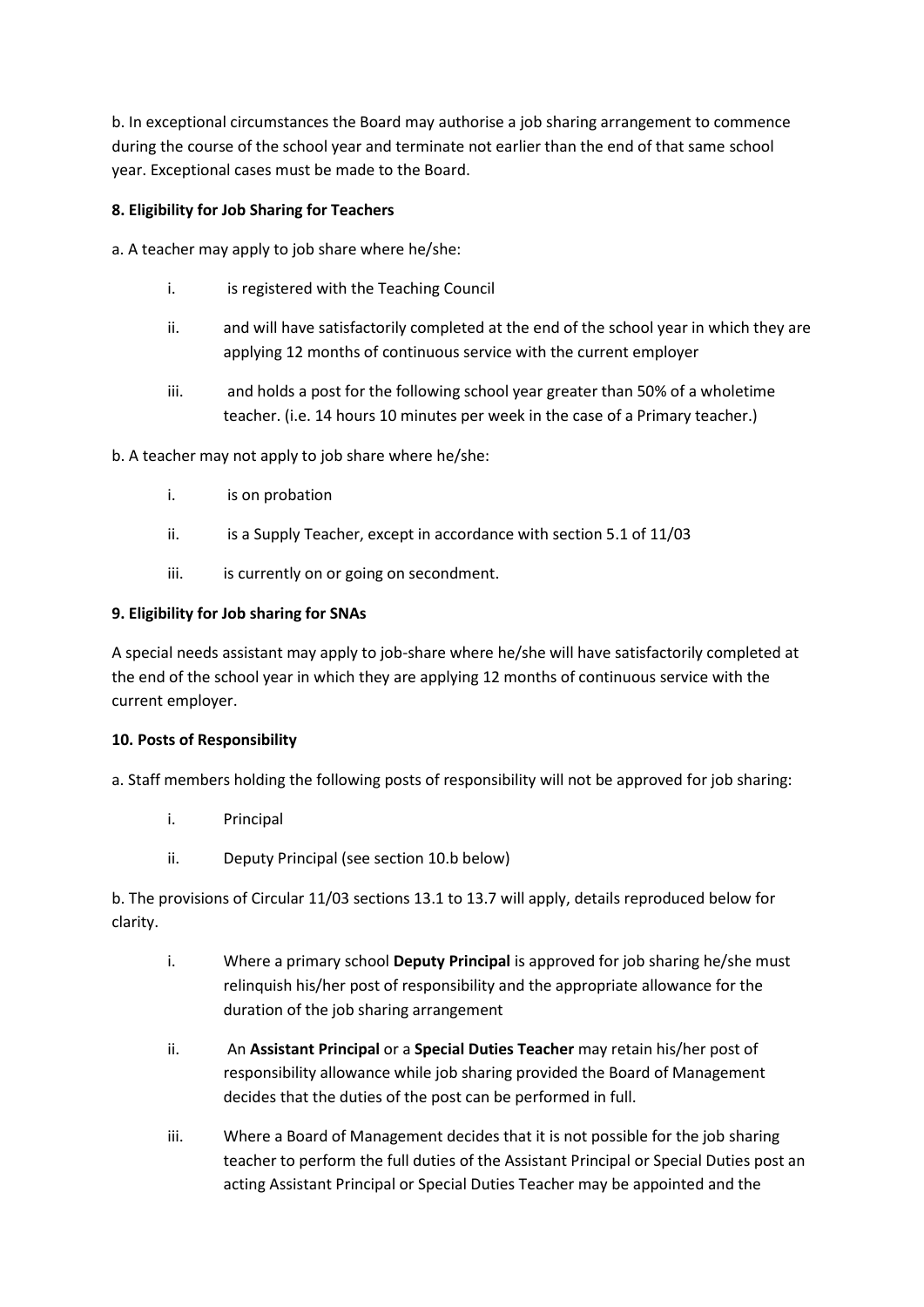b. In exceptional circumstances the Board may authorise a job sharing arrangement to commence during the course of the school year and terminate not earlier than the end of that same school year. Exceptional cases must be made to the Board.

**8. Eligibility for Job Sharing for Teachers**

a. A teacher may apply to job share where he/she:

- i. is registered with the Teaching Council
- ii. and will have satisfactorily completed at the end of the school year in which they are applying 12 months of continuous service with the current employer
- iii. and holds a post for the following school year greater than 50% of a wholetime teacher. (i.e. 14 hours 10 minutes per week in the case of a Primary teacher.)

b. A teacher may not apply to job share where he/she:

- i. is on probation
- ii. is a Supply Teacher, except in accordance with section 5.1 of 11/03
- iii. is currently on or going on secondment.

**9. Eligibility for Job sharing for SNAs**

A special needs assistant may apply to job-share where he/she will have satisfactorily completed at the end of the school year in which they are applying 12 months of continuous service with the current employer.

**10. Posts of Responsibility**

a. Staff members holding the following posts of responsibility will not be approved for job sharing:

- i. Principal
- ii. Deputy Principal (see section 10.b below)

b. The provisions of Circular 11/03 sections 13.1 to 13.7 will apply, details reproduced below for clarity.

- i. Where a primary school **Deputy Principal** is approved for job sharing he/she must relinquish his/her post of responsibility and the appropriate allowance for the duration of the job sharing arrangement
- ii. An **Assistant Principal** or a **Special Duties Teacher** may retain his/her post of responsibility allowance while job sharing provided the Board of Management decides that the duties of the post can be performed in full.
- iii. Where a Board of Management decides that it is not possible for the job sharing teacher to perform the full duties of the Assistant Principal or Special Duties post an acting Assistant Principal or Special Duties Teacher may be appointed and the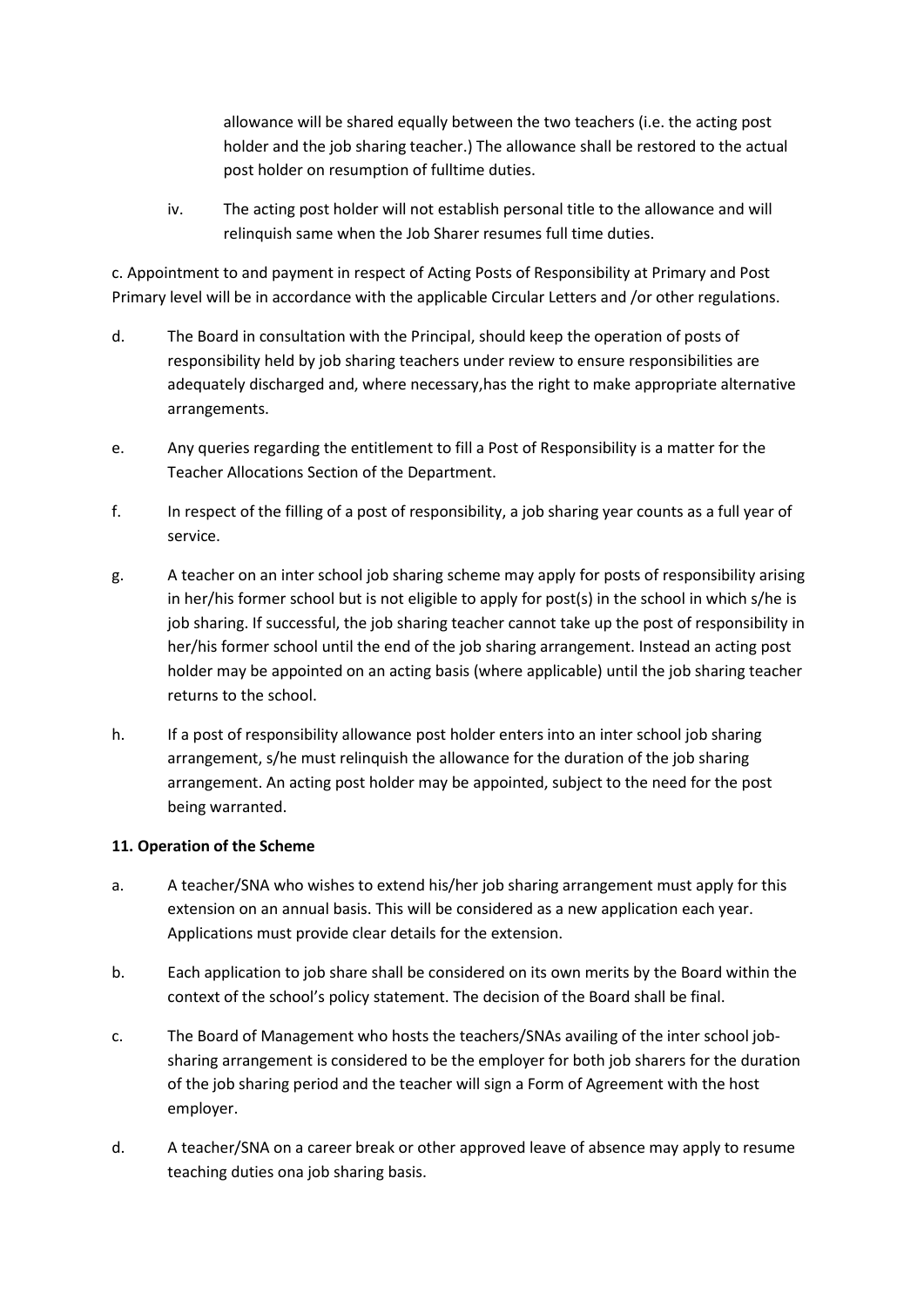allowance will be shared equally between the two teachers (i.e. the acting post holder and the job sharing teacher.) The allowance shall be restored to the actual post holder on resumption of fulltime duties.

iv. The acting post holder will not establish personal title to the allowance and will relinquish same when the Job Sharer resumes full time duties.

c. Appointment to and payment in respect of Acting Posts of Responsibility at Primary and Post Primary level will be in accordance with the applicable Circular Letters and /or other regulations.

d. The Board in consultation with the Principal, should keep the operation of posts of responsibility held by job sharing teachers under review to ensure responsibilities are adequately discharged and, where necessary,has the right to make appropriate alternative arrangements.

e. Any queries regarding the entitlement to fill a Post of Responsibility is a matter for the Teacher Allocations Section of the Department.

f. In respect of the filling of a post of responsibility, a job sharing year counts as a full year of service.

g. A teacher on an inter school job sharing scheme may apply for posts of responsibility arising in her/his former school but is not eligible to apply for post(s) in the school in which s/he is job sharing. If successful, the job sharing teacher cannot take up the post of responsibility in her/his former school until the end of the job sharing arrangement. Instead an acting post holder may be appointed on an acting basis (where applicable) until the job sharing teacher returns to the school.

h. If a post of responsibility allowance post holder enters into an inter school job sharing arrangement, s/he must relinquish the allowance for the duration of the job sharing arrangement. An acting post holder may be appointed, subject to the need for the post being warranted.

**11. Operation of the Scheme**

a. A teacher/SNA who wishes to extend his/her job sharing arrangement must apply for this extension on an annual basis. This will be considered as a new application each year. Applications must provide clear details for the extension.

b. Each application to job share shall be considered on its own merits by the Board within the context of the school's policy statement. The decision of the Board shall be final.

c. The Board of Management who hosts the teachers/SNAs availing of the inter school job-sharing arrangement is considered to be the employer for both job sharers for the duration of the job sharing period and the teacher will sign a Form of Agreement with the host employer.

d. A teacher/SNA on a career break or other approved leave of absence may apply to resume teaching duties ona job sharing basis.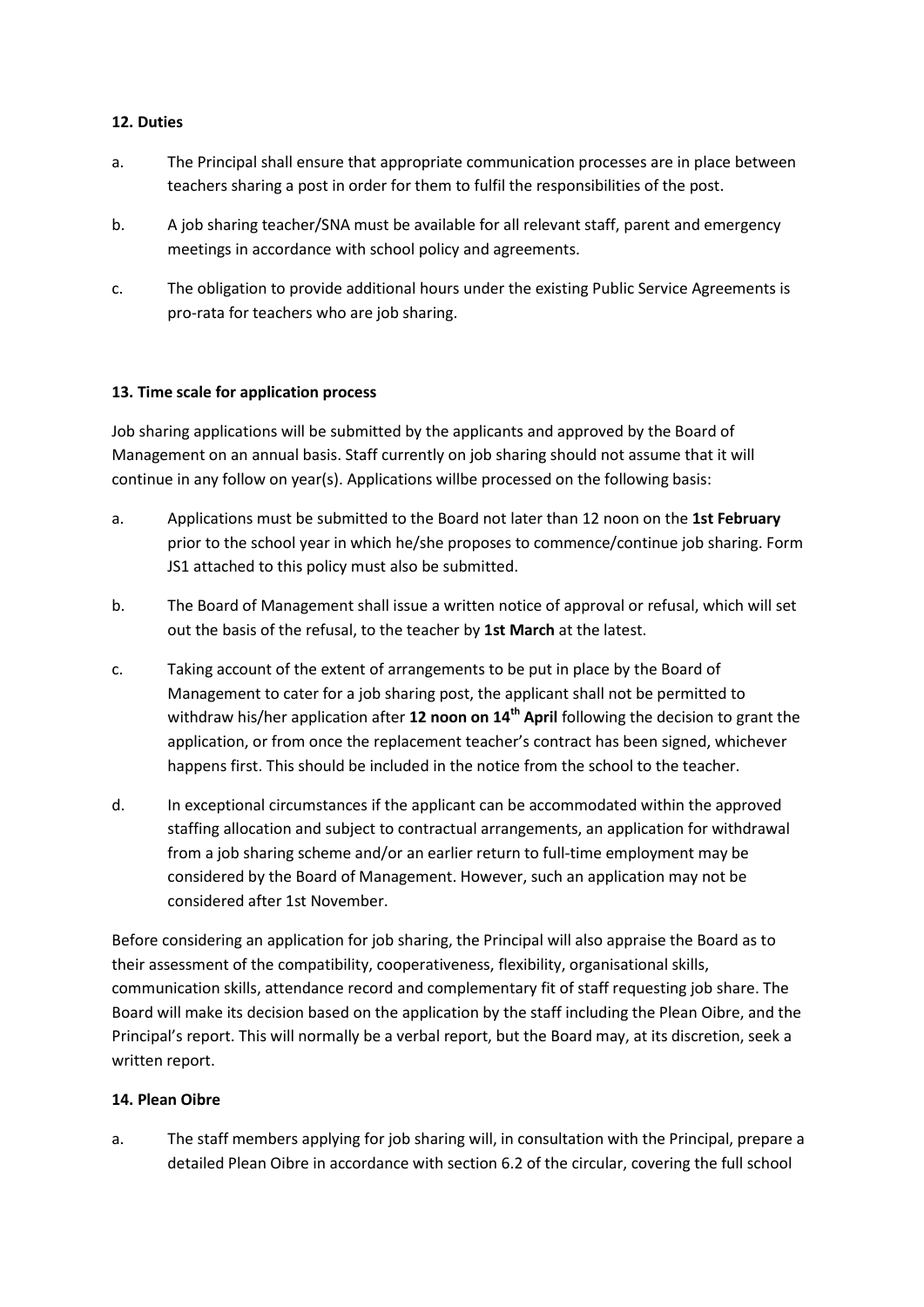#### 12. Duties

a. The Principal shall ensure that appropriate communication processes are in place between teachers sharing a post in order for them to fulfil the responsibilities of the post.

b. A job sharing teacher/SNA must be available for all relevant staff, parent and emergency meetings in accordance with school policy and agreements.

c. The obligation to provide additional hours under the existing Public Service Agreements is pro-rata for teachers who are job sharing.

#### 13. Time scale for application process

Job sharing applications will be submitted by the applicants and approved by the Board of Management on an annual basis. Staff currently on job sharing should not assume that it will continue in any follow on year(s). Applications willbe processed on the following basis:

a. Applications must be submitted to the Board not later than 12 noon on the **1st February** prior to the school year in which he/she proposes to commence/continue job sharing. Form JS1 attached to this policy must also be submitted.

b. The Board of Management shall issue a written notice of approval or refusal, which will set out the basis of the refusal, to the teacher by **1st March** at the latest.

c. Taking account of the extent of arrangements to be put in place by the Board of Management to cater for a job sharing post, the applicant shall not be permitted to withdraw his/her application after **12 noon on 14th April** following the decision to grant the application, or from once the replacement teacher's contract has been signed, whichever happens first. This should be included in the notice from the school to the teacher.

d. In exceptional circumstances if the applicant can be accommodated within the approved staffing allocation and subject to contractual arrangements, an application for withdrawal from a job sharing scheme and/or an earlier return to full-time employment may be considered by the Board of Management. However, such an application may not be considered after 1st November.

Before considering an application for job sharing, the Principal will also appraise the Board as to their assessment of the compatibility, cooperativeness, flexibility, organisational skills, communication skills, attendance record and complementary fit of staff requesting job share. The Board will make its decision based on the application by the staff including the Plean Oibre, and the Principal's report. This will normally be a verbal report, but the Board may, at its discretion, seek a written report.

#### 14. Plean Oibre

a. The staff members applying for job sharing will, in consultation with the Principal, prepare a detailed Plean Oibre in accordance with section 6.2 of the circular, covering the full school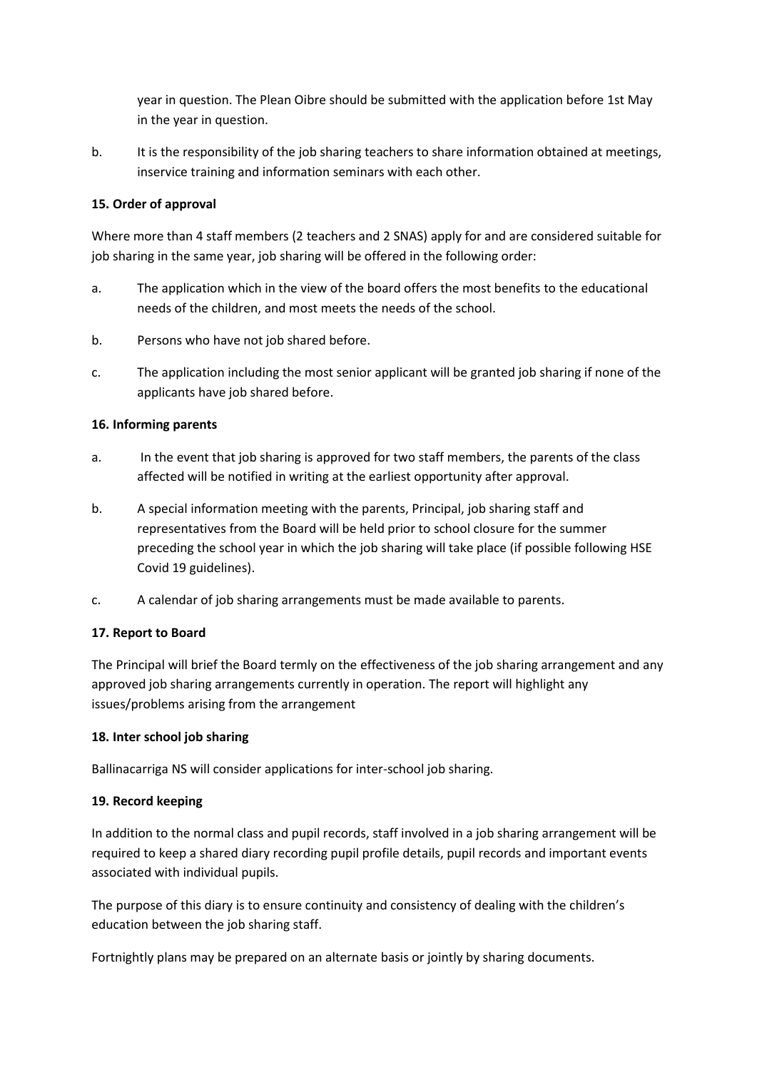year in question. The Plean Oibre should be submitted with the application before 1st May in the year in question.

b. It is the responsibility of the job sharing teachers to share information obtained at meetings, inservice training and information seminars with each other.

**15. Order of approval**

Where more than 4 staff members (2 teachers and 2 SNAS) apply for and are considered suitable for job sharing in the same year, job sharing will be offered in the following order:

a. The application which in the view of the board offers the most benefits to the educational needs of the children, and most meets the needs of the school.

b. Persons who have not job shared before.

c. The application including the most senior applicant will be granted job sharing if none of the applicants have job shared before.

**16. Informing parents**

a. In the event that job sharing is approved for two staff members, the parents of the class affected will be notified in writing at the earliest opportunity after approval.

b. A special information meeting with the parents, Principal, job sharing staff and representatives from the Board will be held prior to school closure for the summer preceding the school year in which the job sharing will take place (if possible following HSE Covid 19 guidelines).

c. A calendar of job sharing arrangements must be made available to parents.

**17. Report to Board**

The Principal will brief the Board termly on the effectiveness of the job sharing arrangement and any approved job sharing arrangements currently in operation. The report will highlight any issues/problems arising from the arrangement

**18. Inter school job sharing**

Ballinacarriga NS will consider applications for inter-school job sharing.

**19. Record keeping**

In addition to the normal class and pupil records, staff involved in a job sharing arrangement will be required to keep a shared diary recording pupil profile details, pupil records and important events associated with individual pupils.

The purpose of this diary is to ensure continuity and consistency of dealing with the children's education between the job sharing staff.

Fortnightly plans may be prepared on an alternate basis or jointly by sharing documents.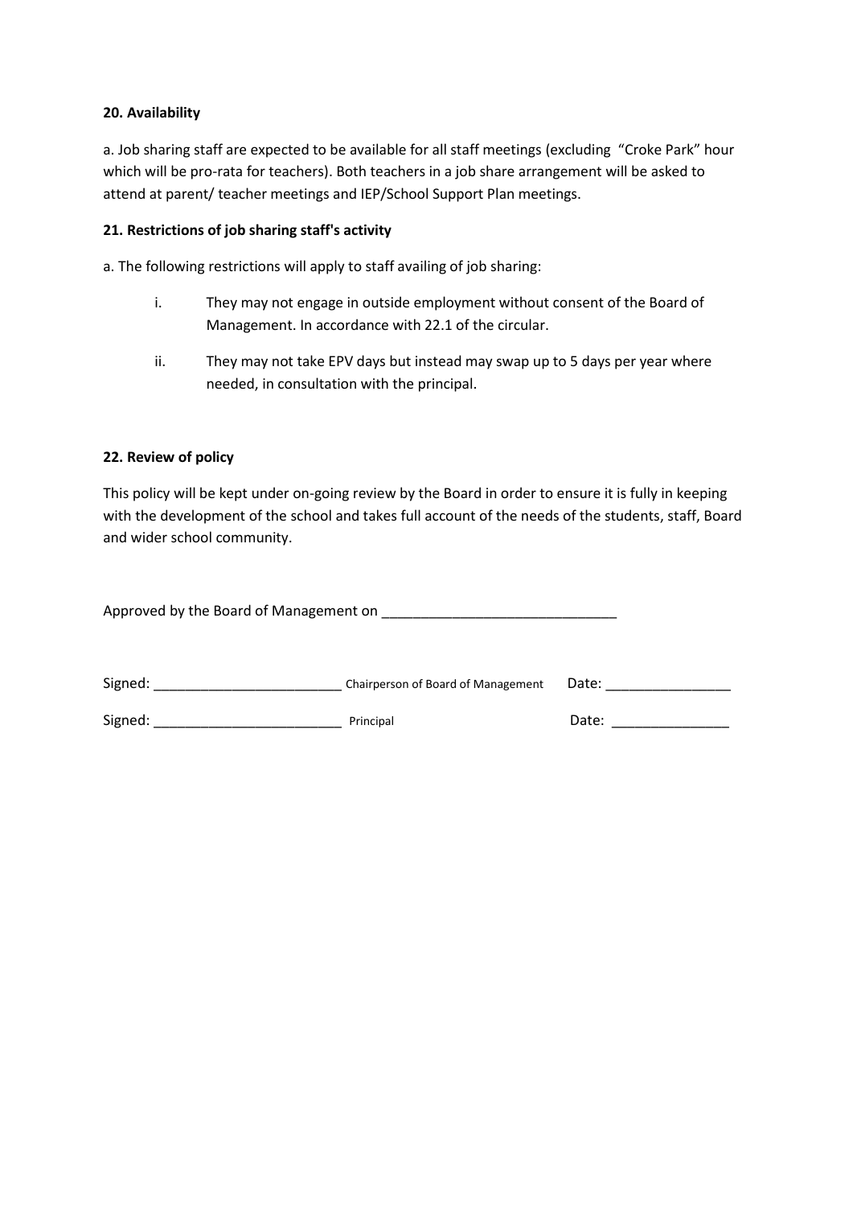**20. Availability**

a. Job sharing staff are expected to be available for all staff meetings (excluding "Croke Park" hour which will be pro-rata for teachers). Both teachers in a job share arrangement will be asked to attend at parent/ teacher meetings and IEP/School Support Plan meetings.

**21. Restrictions of job sharing staff's activity**

a. The following restrictions will apply to staff availing of job sharing:

i. They may not engage in outside employment without consent of the Board of Management. In accordance with 22.1 of the circular.

ii. They may not take EPV days but instead may swap up to 5 days per year where needed, in consultation with the principal.

**22. Review of policy**

This policy will be kept under on-going review by the Board in order to ensure it is fully in keeping with the development of the school and takes full account of the needs of the students, staff, Board and wider school community.

Approved by the Board of Management on ______________________________

Signed: ________________________ Chairperson of Board of Management Date: ________________

Signed: ________________________ Principal Date: _______________